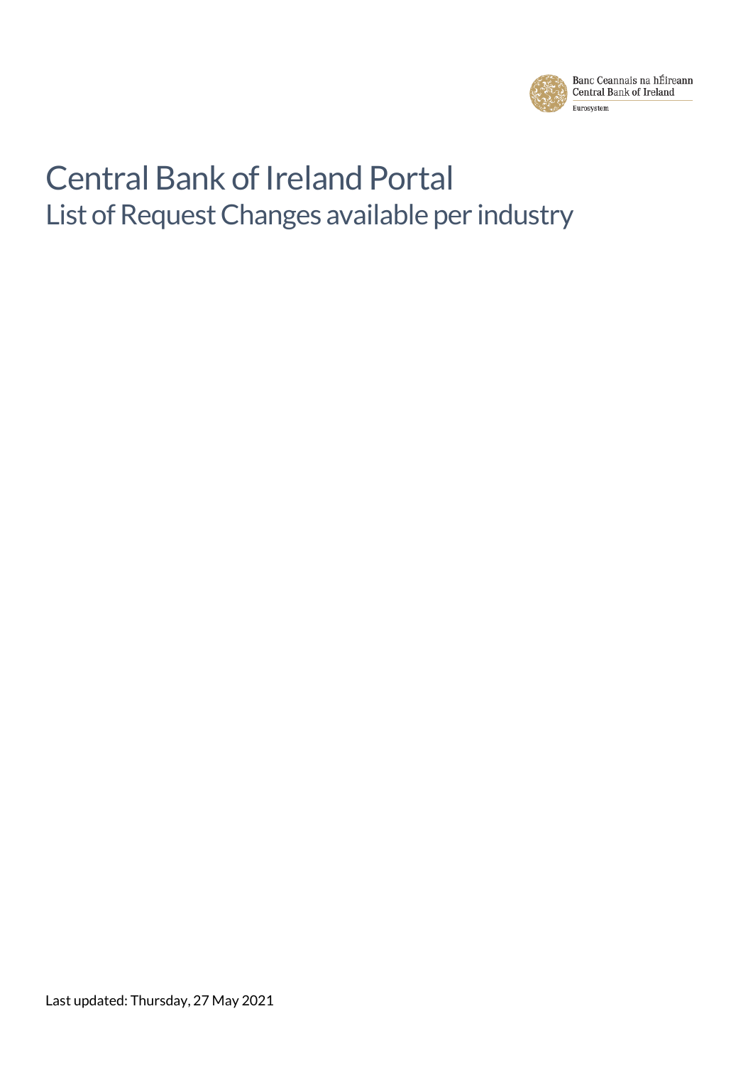Banc Ceannais na hÉireann
Central Bank of Ireland
Eurosystem

# Central Bank of Ireland Portal

## List of Request Changes available per industry

Last updated: Thursday, 27 May 2021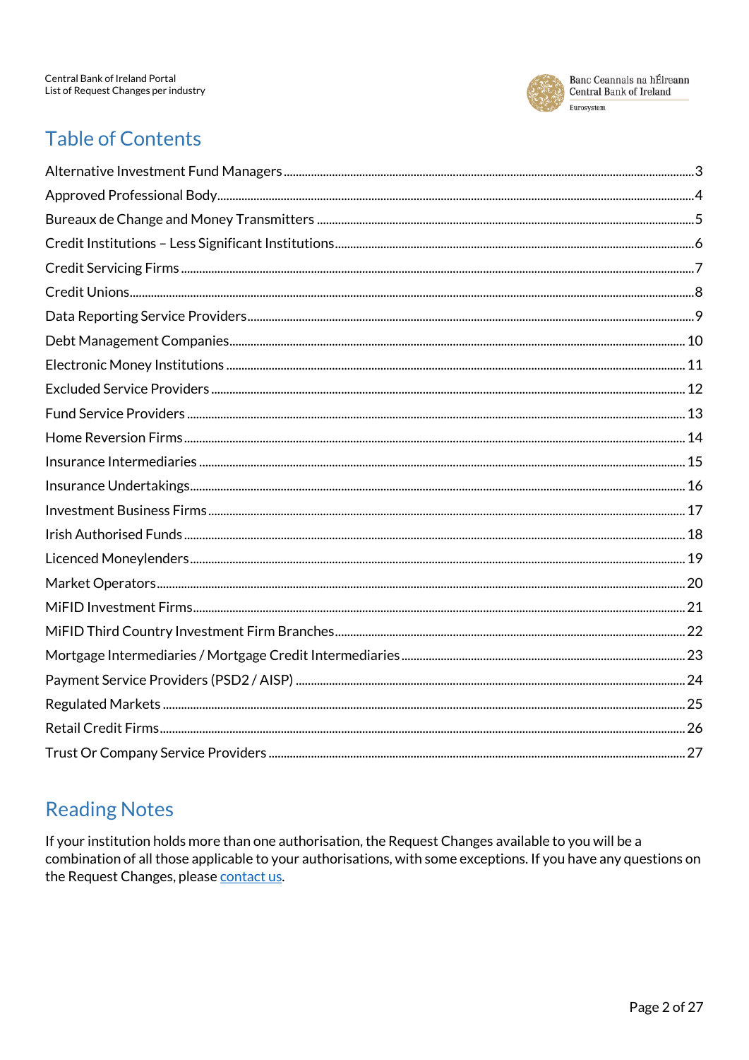# Table of Contents

Alternative Investment Fund Managers ........ 3
Approved Professional Body ........ 4
Bureaux de Change and Money Transmitters ........ 5
Credit Institutions – Less Significant Institutions ........ 6
Credit Servicing Firms ........ 7
Credit Unions ........ 8
Data Reporting Service Providers ........ 9
Debt Management Companies ........ 10
Electronic Money Institutions ........ 11
Excluded Service Providers ........ 12
Fund Service Providers ........ 13
Home Reversion Firms ........ 14
Insurance Intermediaries ........ 15
Insurance Undertakings ........ 16
Investment Business Firms ........ 17
Irish Authorised Funds ........ 18
Licenced Moneylenders ........ 19
Market Operators ........ 20
MiFID Investment Firms ........ 21
MiFID Third Country Investment Firm Branches ........ 22
Mortgage Intermediaries / Mortgage Credit Intermediaries ........ 23
Payment Service Providers (PSD2 / AISP) ........ 24
Regulated Markets ........ 25
Retail Credit Firms ........ 26
Trust Or Company Service Providers ........ 27

# Reading Notes

If your institution holds more than one authorisation, the Request Changes available to you will be a combination of all those applicable to your authorisations, with some exceptions. If you have any questions on the Request Changes, please contact us.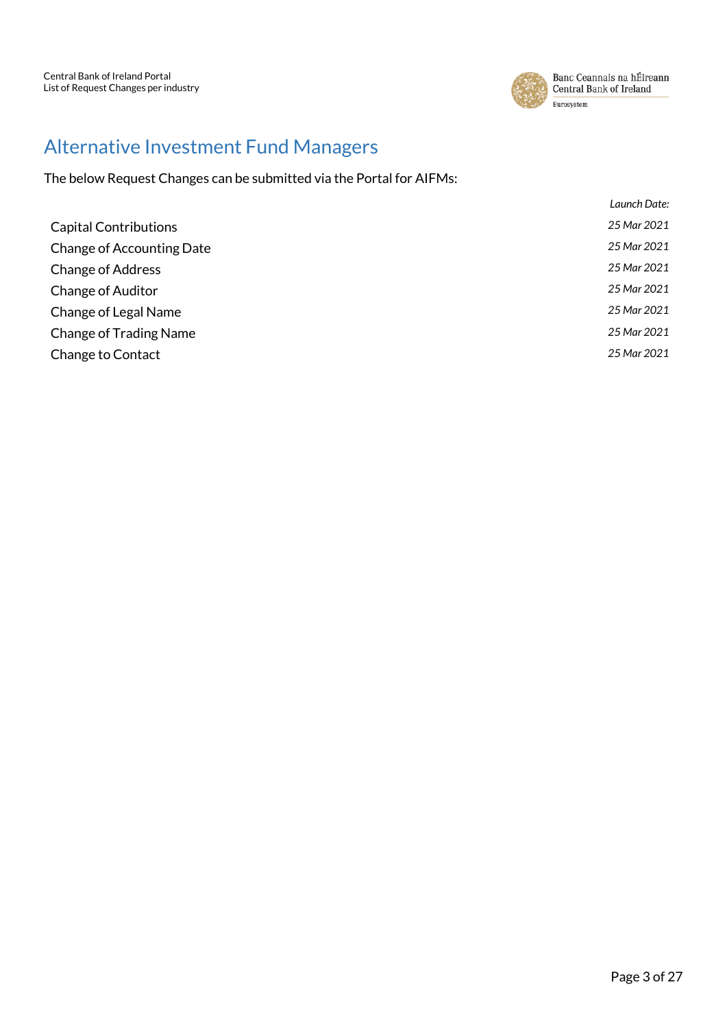# Alternative Investment Fund Managers

The below Request Changes can be submitted via the Portal for AIFMs:

| | *Launch Date:* |
|---|---|
| Capital Contributions | *25 Mar 2021* |
| Change of Accounting Date | *25 Mar 2021* |
| Change of Address | *25 Mar 2021* |
| Change of Auditor | *25 Mar 2021* |
| Change of Legal Name | *25 Mar 2021* |
| Change of Trading Name | *25 Mar 2021* |
| Change to Contact | *25 Mar 2021* |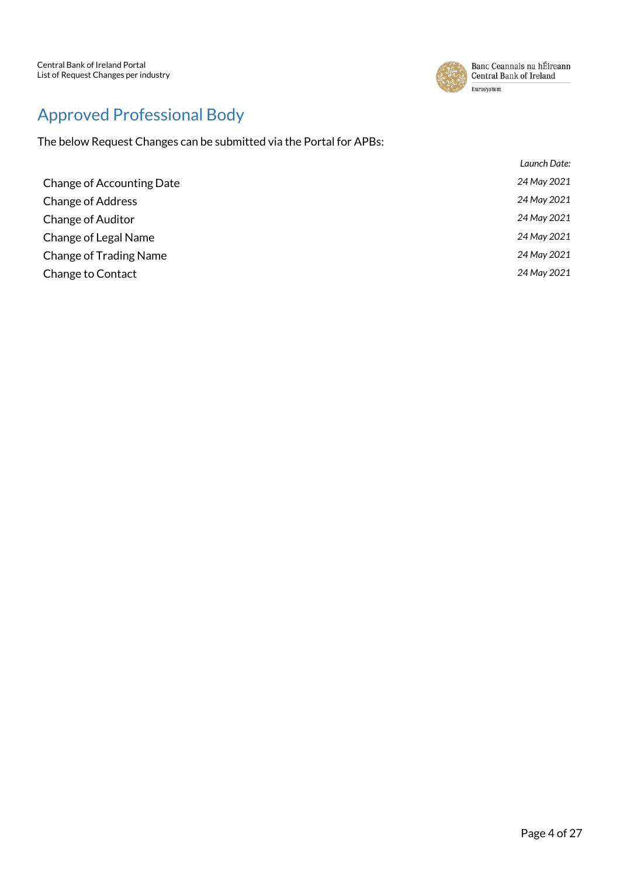## Approved Professional Body

The below Request Changes can be submitted via the Portal for APBs:

| | *Launch Date:* |
|---|---|
| Change of Accounting Date | *24 May 2021* |
| Change of Address | *24 May 2021* |
| Change of Auditor | *24 May 2021* |
| Change of Legal Name | *24 May 2021* |
| Change of Trading Name | *24 May 2021* |
| Change to Contact | *24 May 2021* |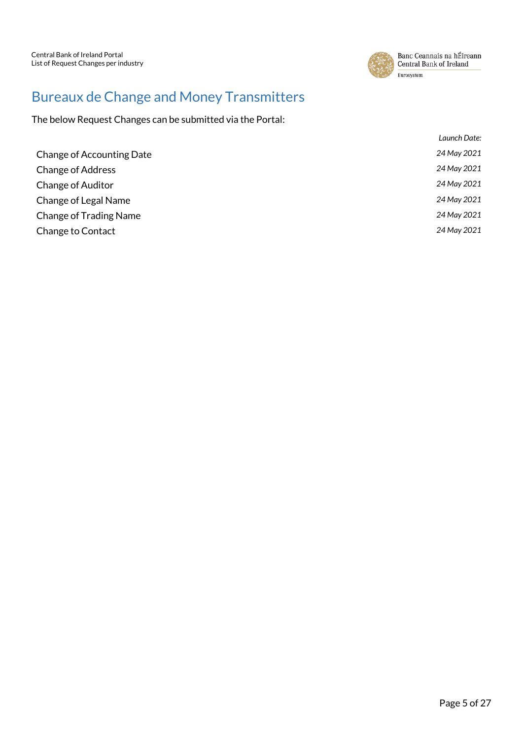# Bureaux de Change and Money Transmitters

The below Request Changes can be submitted via the Portal:

| | *Launch Date:* |
|---|---|
| Change of Accounting Date | *24 May 2021* |
| Change of Address | *24 May 2021* |
| Change of Auditor | *24 May 2021* |
| Change of Legal Name | *24 May 2021* |
| Change of Trading Name | *24 May 2021* |
| Change to Contact | *24 May 2021* |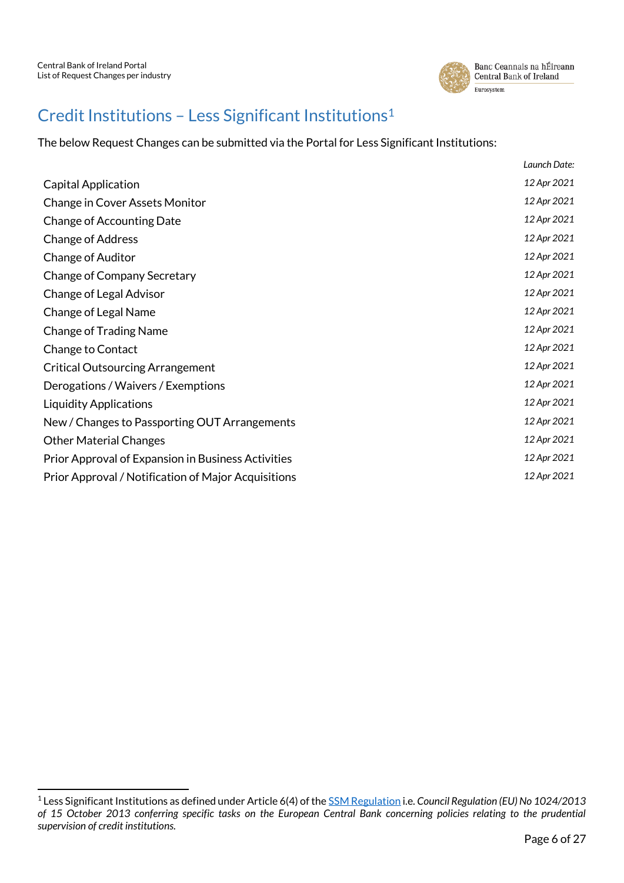# Credit Institutions – Less Significant Institutions[1]

The below Request Changes can be submitted via the Portal for Less Significant Institutions:

| | *Launch Date:* |
|---|---|
| Capital Application | *12 Apr 2021* |
| Change in Cover Assets Monitor | *12 Apr 2021* |
| Change of Accounting Date | *12 Apr 2021* |
| Change of Address | *12 Apr 2021* |
| Change of Auditor | *12 Apr 2021* |
| Change of Company Secretary | *12 Apr 2021* |
| Change of Legal Advisor | *12 Apr 2021* |
| Change of Legal Name | *12 Apr 2021* |
| Change of Trading Name | *12 Apr 2021* |
| Change to Contact | *12 Apr 2021* |
| Critical Outsourcing Arrangement | *12 Apr 2021* |
| Derogations / Waivers / Exemptions | *12 Apr 2021* |
| Liquidity Applications | *12 Apr 2021* |
| New / Changes to Passporting OUT Arrangements | *12 Apr 2021* |
| Other Material Changes | *12 Apr 2021* |
| Prior Approval of Expansion in Business Activities | *12 Apr 2021* |
| Prior Approval / Notification of Major Acquisitions | *12 Apr 2021* |

[1] Less Significant Institutions as defined under Article 6(4) of the SSM Regulation i.e. *Council Regulation (EU) No 1024/2013 of 15 October 2013 conferring specific tasks on the European Central Bank concerning policies relating to the prudential supervision of credit institutions.*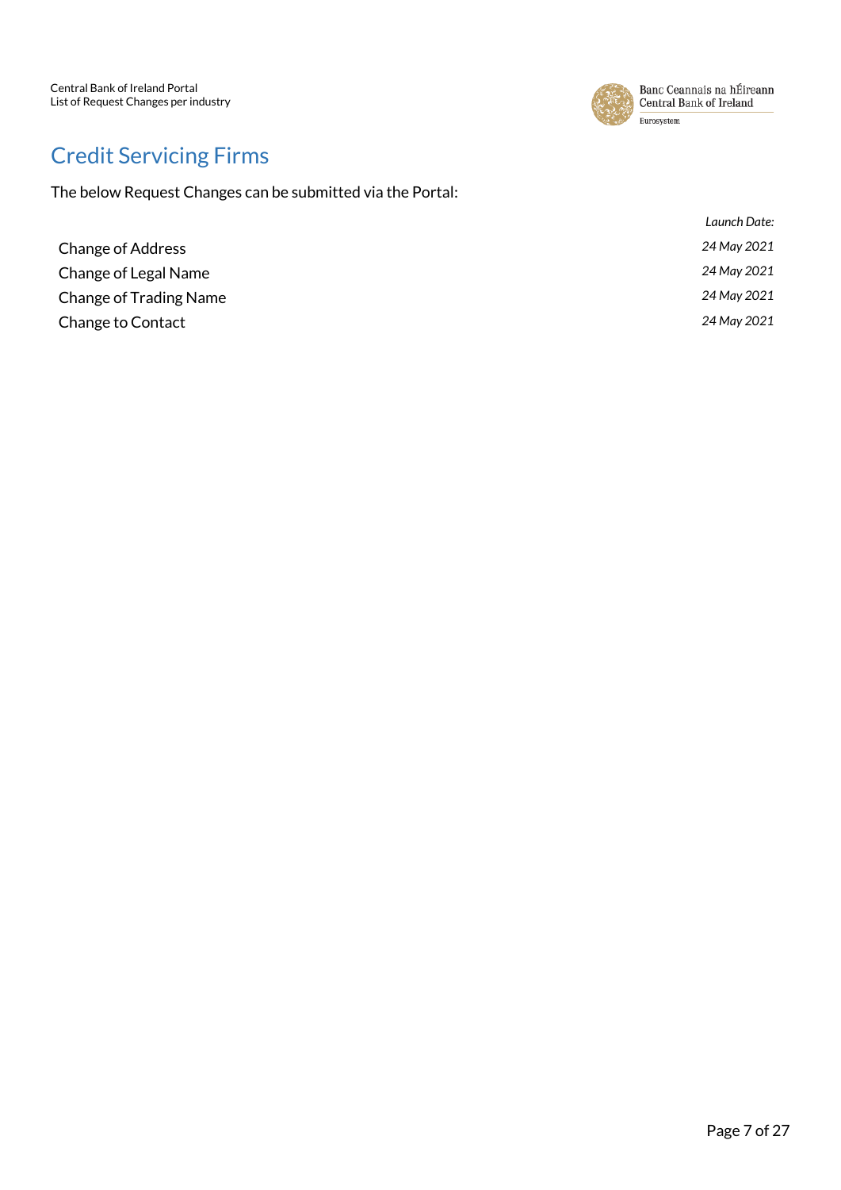# Credit Servicing Firms

The below Request Changes can be submitted via the Portal:

| | *Launch Date:* |
|---|---|
| Change of Address | *24 May 2021* |
| Change of Legal Name | *24 May 2021* |
| Change of Trading Name | *24 May 2021* |
| Change to Contact | *24 May 2021* |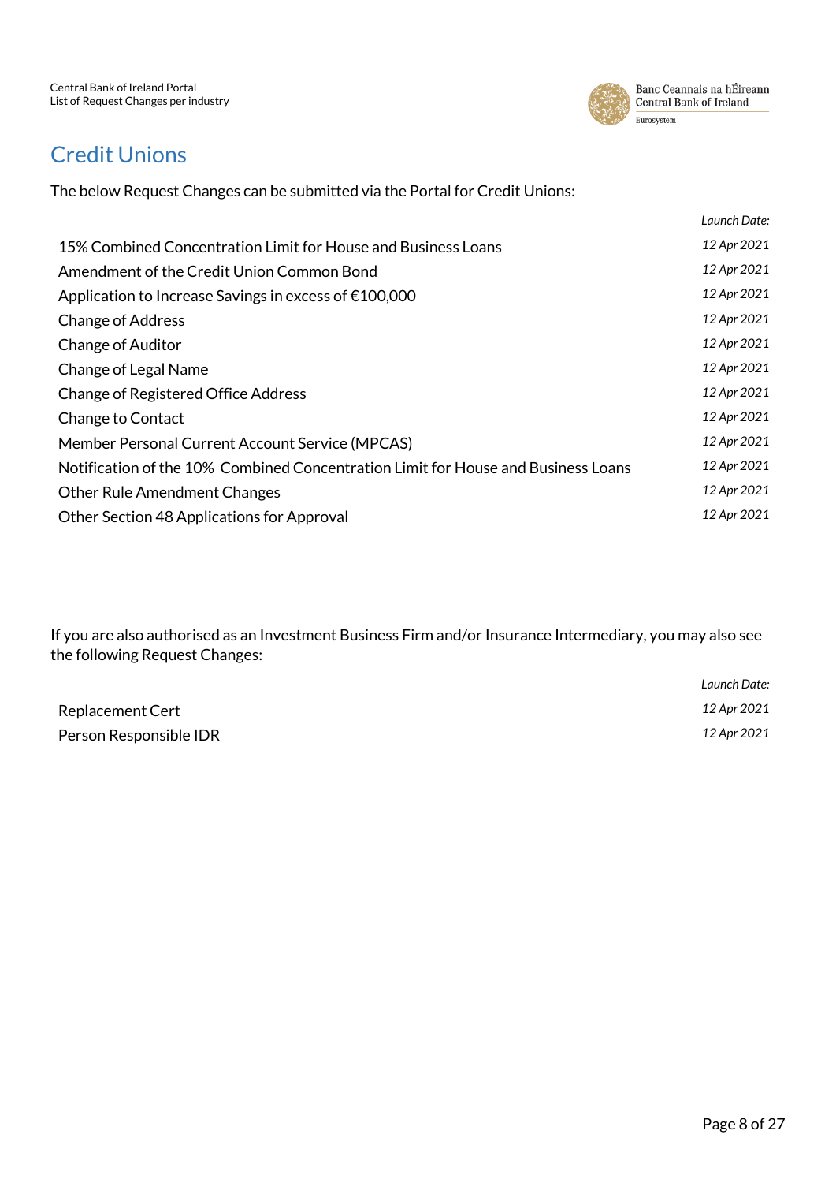# Credit Unions

The below Request Changes can be submitted via the Portal for Credit Unions:

| | *Launch Date:* |
|---|---|
| 15% Combined Concentration Limit for House and Business Loans | *12 Apr 2021* |
| Amendment of the Credit Union Common Bond | *12 Apr 2021* |
| Application to Increase Savings in excess of €100,000 | *12 Apr 2021* |
| Change of Address | *12 Apr 2021* |
| Change of Auditor | *12 Apr 2021* |
| Change of Legal Name | *12 Apr 2021* |
| Change of Registered Office Address | *12 Apr 2021* |
| Change to Contact | *12 Apr 2021* |
| Member Personal Current Account Service (MPCAS) | *12 Apr 2021* |
| Notification of the 10% Combined Concentration Limit for House and Business Loans | *12 Apr 2021* |
| Other Rule Amendment Changes | *12 Apr 2021* |
| Other Section 48 Applications for Approval | *12 Apr 2021* |

If you are also authorised as an Investment Business Firm and/or Insurance Intermediary, you may also see the following Request Changes:

| | *Launch Date:* |
|---|---|
| Replacement Cert | *12 Apr 2021* |
| Person Responsible IDR | *12 Apr 2021* |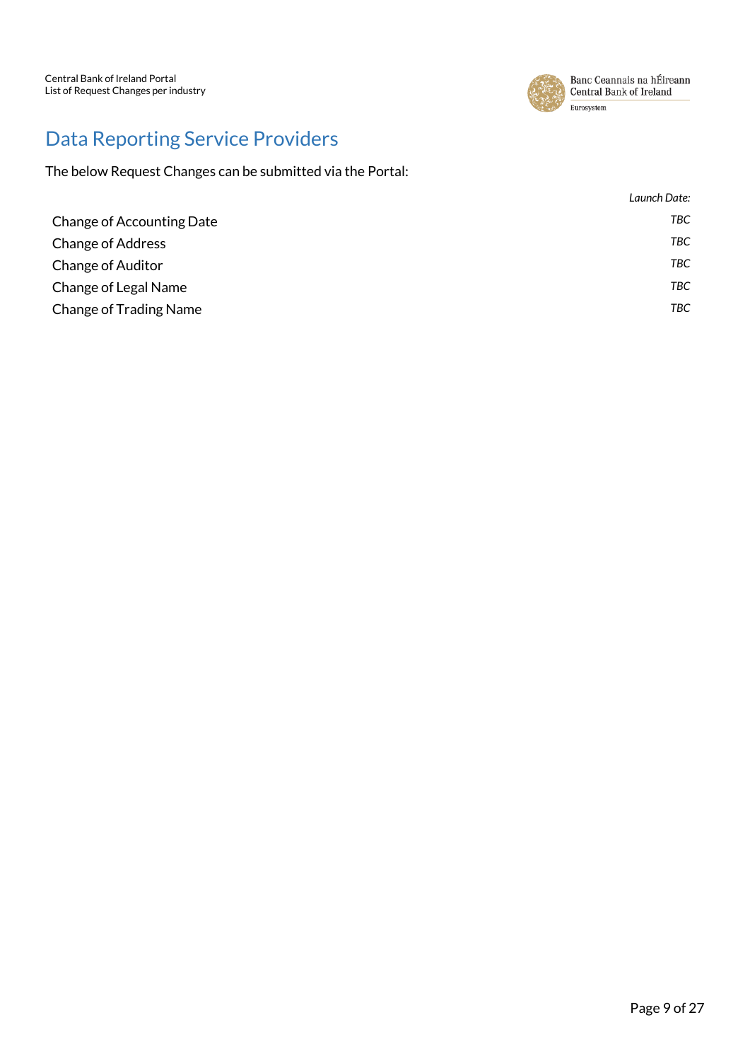# Data Reporting Service Providers

The below Request Changes can be submitted via the Portal:

| | *Launch Date:* |
|---|---|
| Change of Accounting Date | *TBC* |
| Change of Address | *TBC* |
| Change of Auditor | *TBC* |
| Change of Legal Name | *TBC* |
| Change of Trading Name | *TBC* |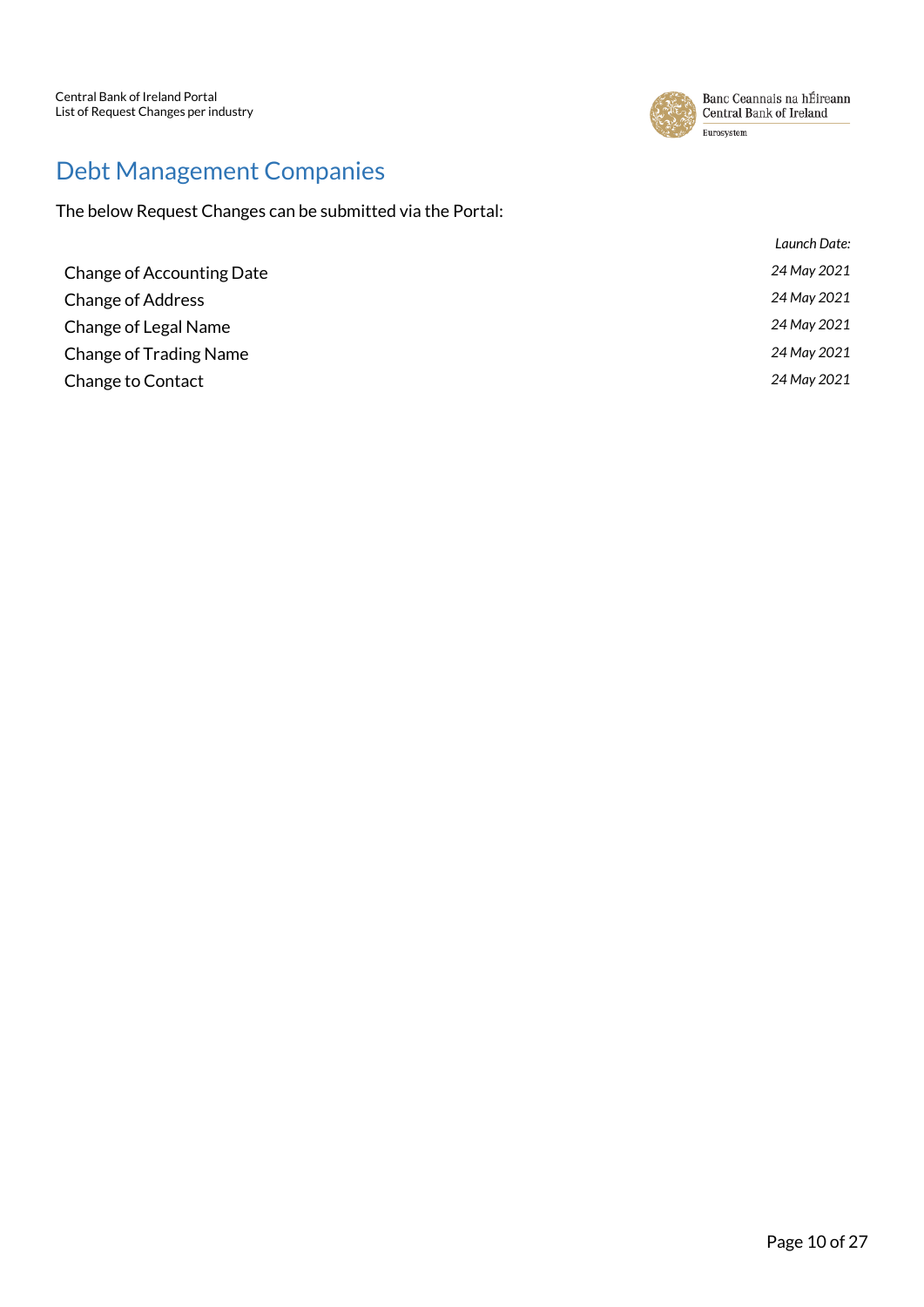# Debt Management Companies

The below Request Changes can be submitted via the Portal:

| | *Launch Date:* |
|---|---|
| Change of Accounting Date | *24 May 2021* |
| Change of Address | *24 May 2021* |
| Change of Legal Name | *24 May 2021* |
| Change of Trading Name | *24 May 2021* |
| Change to Contact | *24 May 2021* |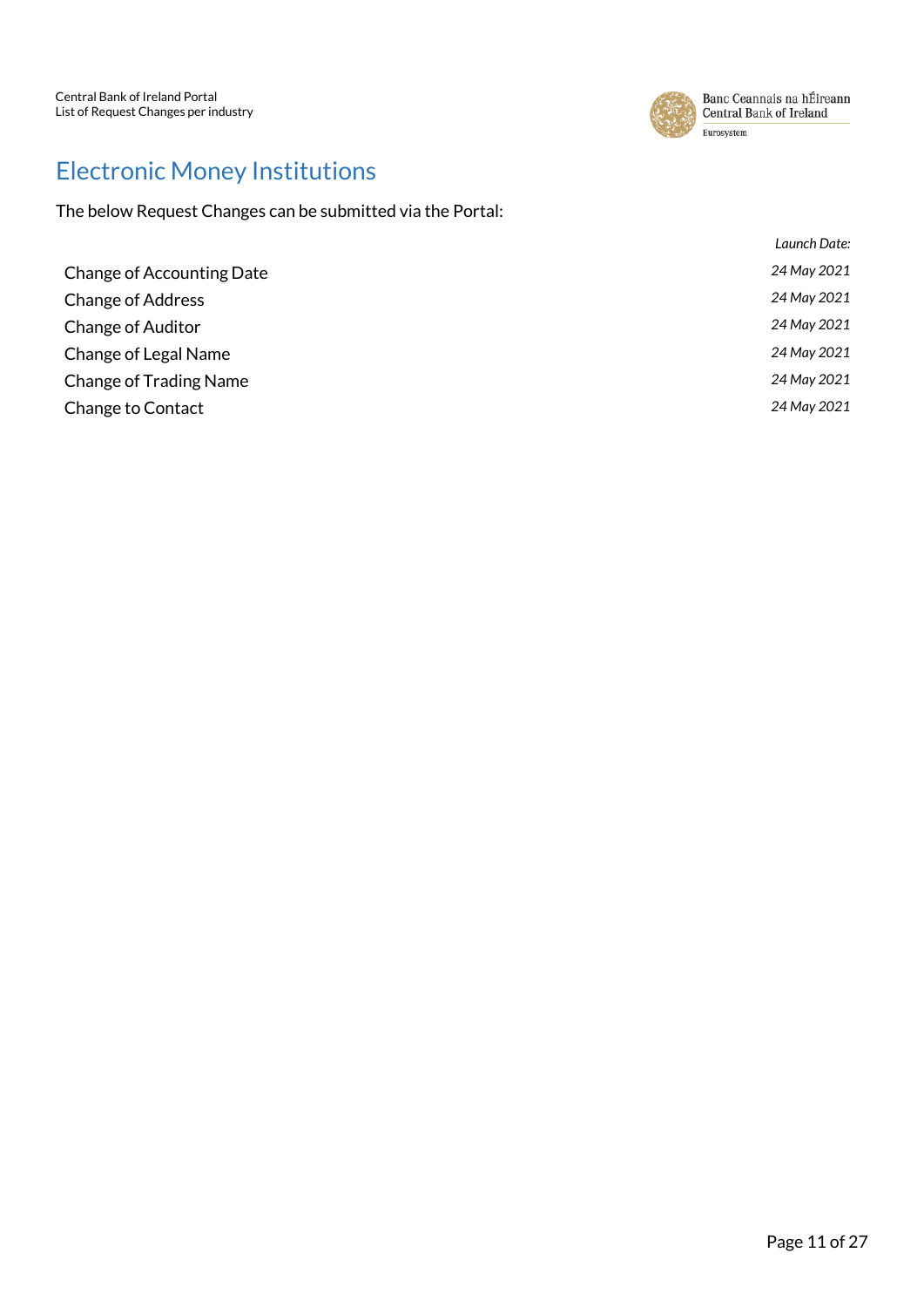# Electronic Money Institutions

The below Request Changes can be submitted via the Portal:

| | *Launch Date:* |
|---|---|
| Change of Accounting Date | *24 May 2021* |
| Change of Address | *24 May 2021* |
| Change of Auditor | *24 May 2021* |
| Change of Legal Name | *24 May 2021* |
| Change of Trading Name | *24 May 2021* |
| Change to Contact | *24 May 2021* |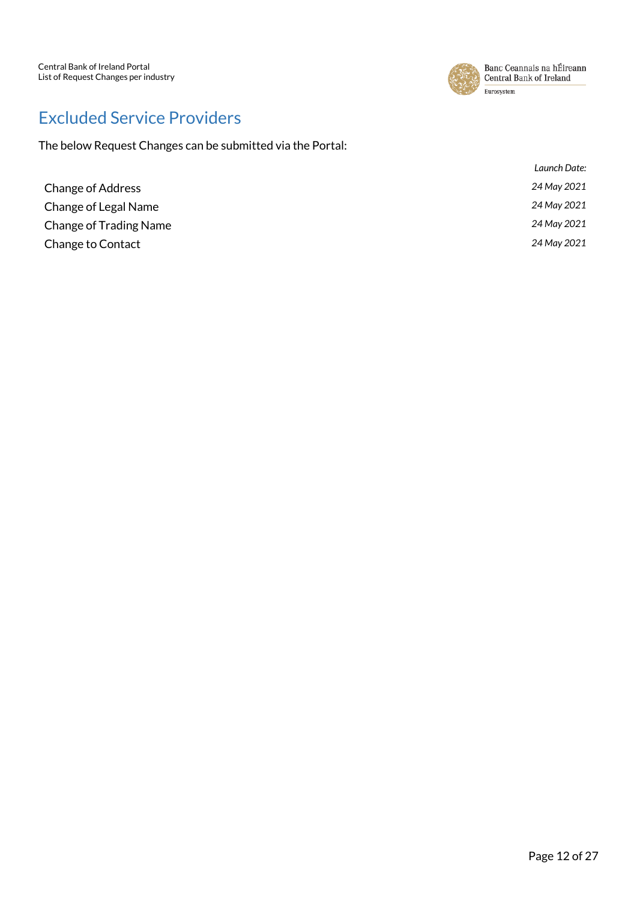# Excluded Service Providers

The below Request Changes can be submitted via the Portal:

| | *Launch Date:* |
|---|---|
| Change of Address | *24 May 2021* |
| Change of Legal Name | *24 May 2021* |
| Change of Trading Name | *24 May 2021* |
| Change to Contact | *24 May 2021* |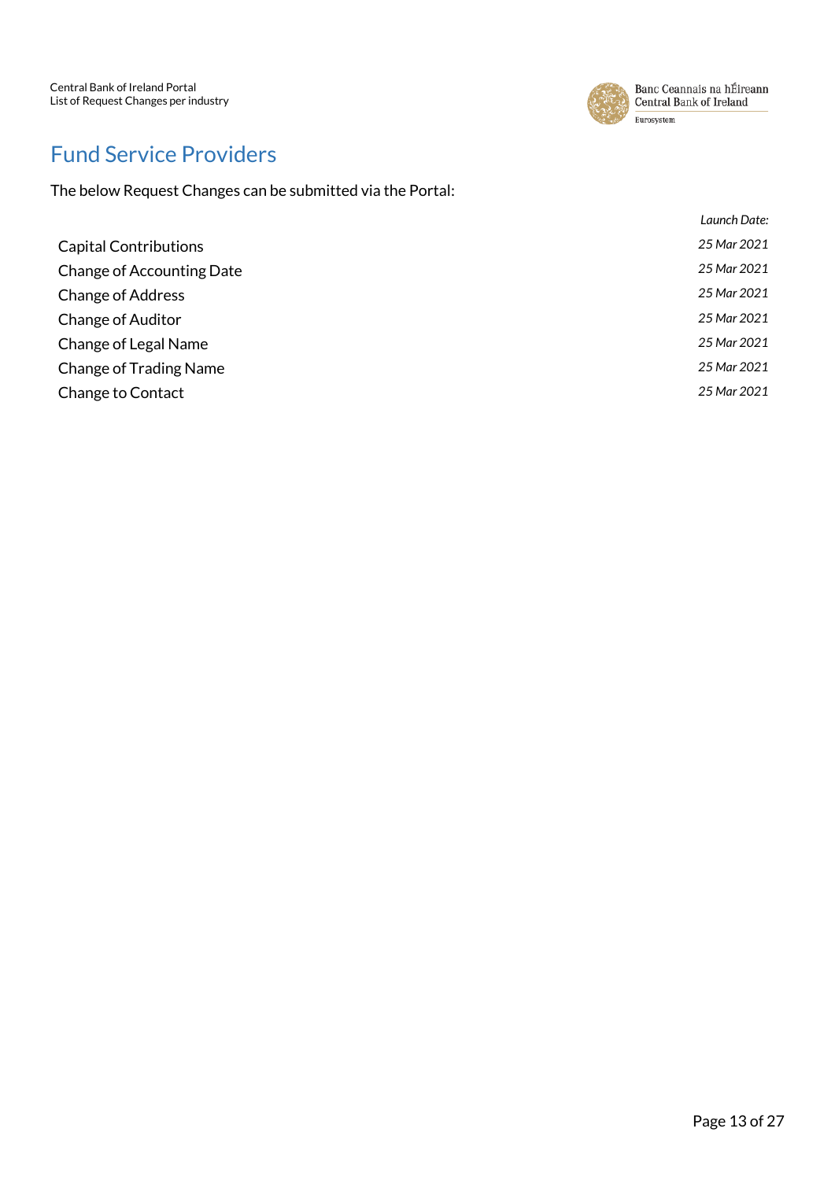# Fund Service Providers

The below Request Changes can be submitted via the Portal:

| | *Launch Date:* |
|---|---|
| Capital Contributions | *25 Mar 2021* |
| Change of Accounting Date | *25 Mar 2021* |
| Change of Address | *25 Mar 2021* |
| Change of Auditor | *25 Mar 2021* |
| Change of Legal Name | *25 Mar 2021* |
| Change of Trading Name | *25 Mar 2021* |
| Change to Contact | *25 Mar 2021* |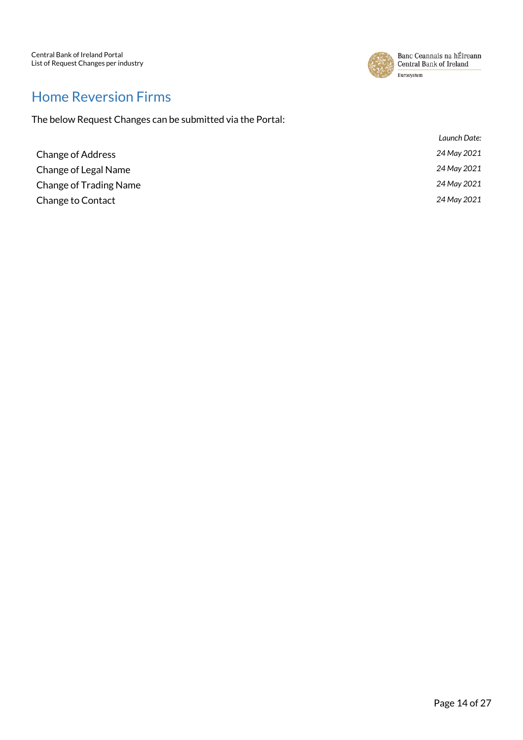# Home Reversion Firms

The below Request Changes can be submitted via the Portal:

| | *Launch Date:* |
|---|---|
| Change of Address | *24 May 2021* |
| Change of Legal Name | *24 May 2021* |
| Change of Trading Name | *24 May 2021* |
| Change to Contact | *24 May 2021* |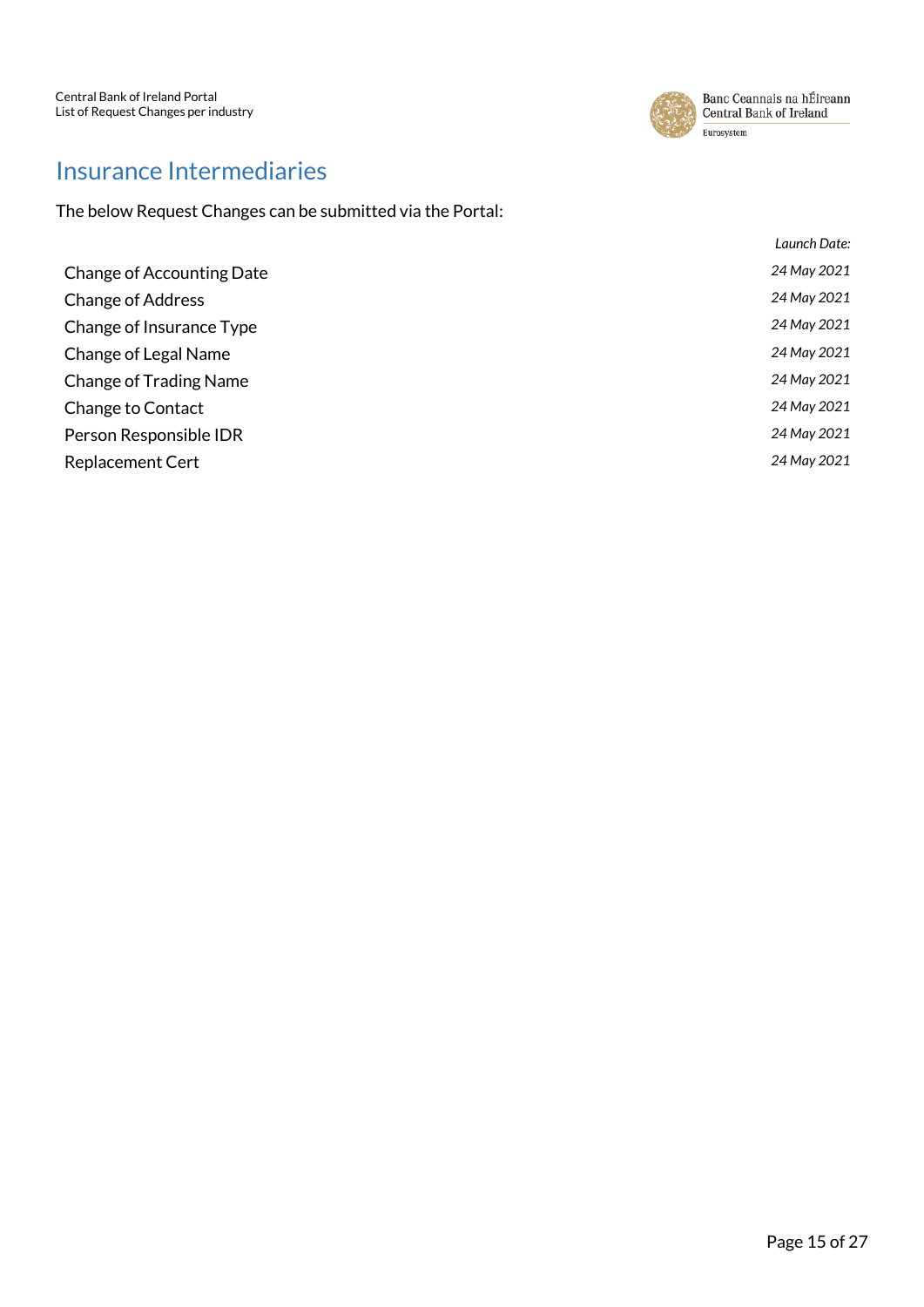# Insurance Intermediaries

The below Request Changes can be submitted via the Portal:

| | *Launch Date:* |
|---|---|
| Change of Accounting Date | *24 May 2021* |
| Change of Address | *24 May 2021* |
| Change of Insurance Type | *24 May 2021* |
| Change of Legal Name | *24 May 2021* |
| Change of Trading Name | *24 May 2021* |
| Change to Contact | *24 May 2021* |
| Person Responsible IDR | *24 May 2021* |
| Replacement Cert | *24 May 2021* |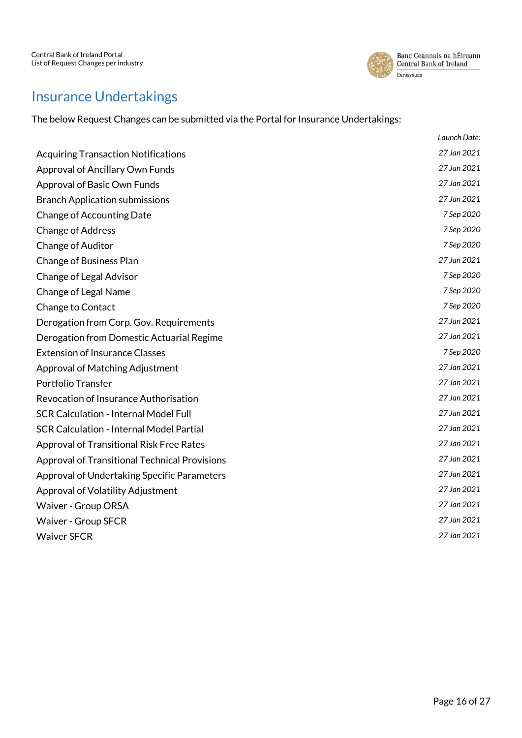# Insurance Undertakings

The below Request Changes can be submitted via the Portal for Insurance Undertakings:

| | *Launch Date:* |
|---|---|
| Acquiring Transaction Notifications | *27 Jan 2021* |
| Approval of Ancillary Own Funds | *27 Jan 2021* |
| Approval of Basic Own Funds | *27 Jan 2021* |
| Branch Application submissions | *27 Jan 2021* |
| Change of Accounting Date | *7 Sep 2020* |
| Change of Address | *7 Sep 2020* |
| Change of Auditor | *7 Sep 2020* |
| Change of Business Plan | *27 Jan 2021* |
| Change of Legal Advisor | *7 Sep 2020* |
| Change of Legal Name | *7 Sep 2020* |
| Change to Contact | *7 Sep 2020* |
| Derogation from Corp. Gov. Requirements | *27 Jan 2021* |
| Derogation from Domestic Actuarial Regime | *27 Jan 2021* |
| Extension of Insurance Classes | *7 Sep 2020* |
| Approval of Matching Adjustment | *27 Jan 2021* |
| Portfolio Transfer | *27 Jan 2021* |
| Revocation of Insurance Authorisation | *27 Jan 2021* |
| SCR Calculation - Internal Model Full | *27 Jan 2021* |
| SCR Calculation - Internal Model Partial | *27 Jan 2021* |
| Approval of Transitional Risk Free Rates | *27 Jan 2021* |
| Approval of Transitional Technical Provisions | *27 Jan 2021* |
| Approval of Undertaking Specific Parameters | *27 Jan 2021* |
| Approval of Volatility Adjustment | *27 Jan 2021* |
| Waiver - Group ORSA | *27 Jan 2021* |
| Waiver - Group SFCR | *27 Jan 2021* |
| Waiver SFCR | *27 Jan 2021* |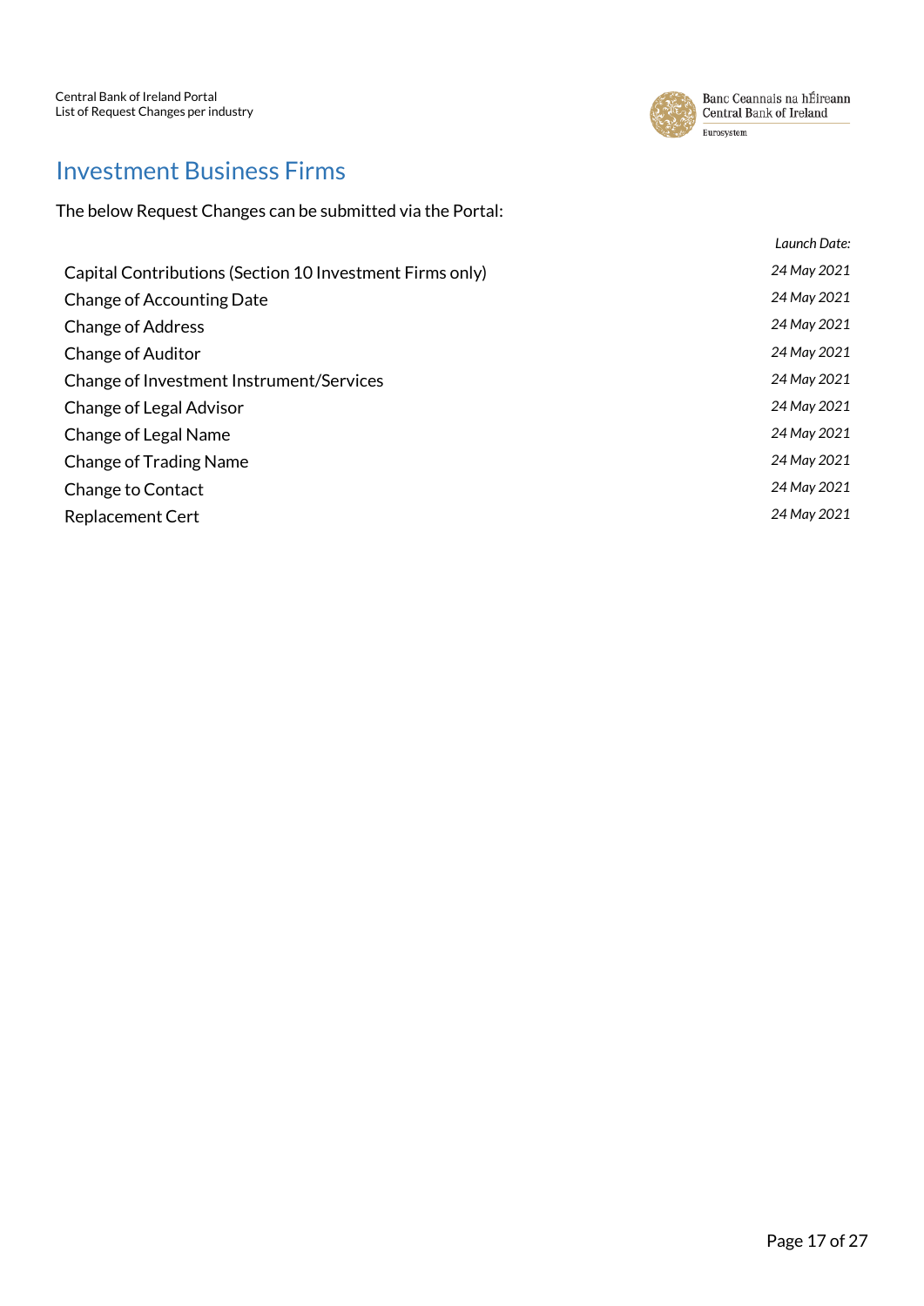# Investment Business Firms

The below Request Changes can be submitted via the Portal:

| | *Launch Date:* |
|---|---|
| Capital Contributions (Section 10 Investment Firms only) | *24 May 2021* |
| Change of Accounting Date | *24 May 2021* |
| Change of Address | *24 May 2021* |
| Change of Auditor | *24 May 2021* |
| Change of Investment Instrument/Services | *24 May 2021* |
| Change of Legal Advisor | *24 May 2021* |
| Change of Legal Name | *24 May 2021* |
| Change of Trading Name | *24 May 2021* |
| Change to Contact | *24 May 2021* |
| Replacement Cert | *24 May 2021* |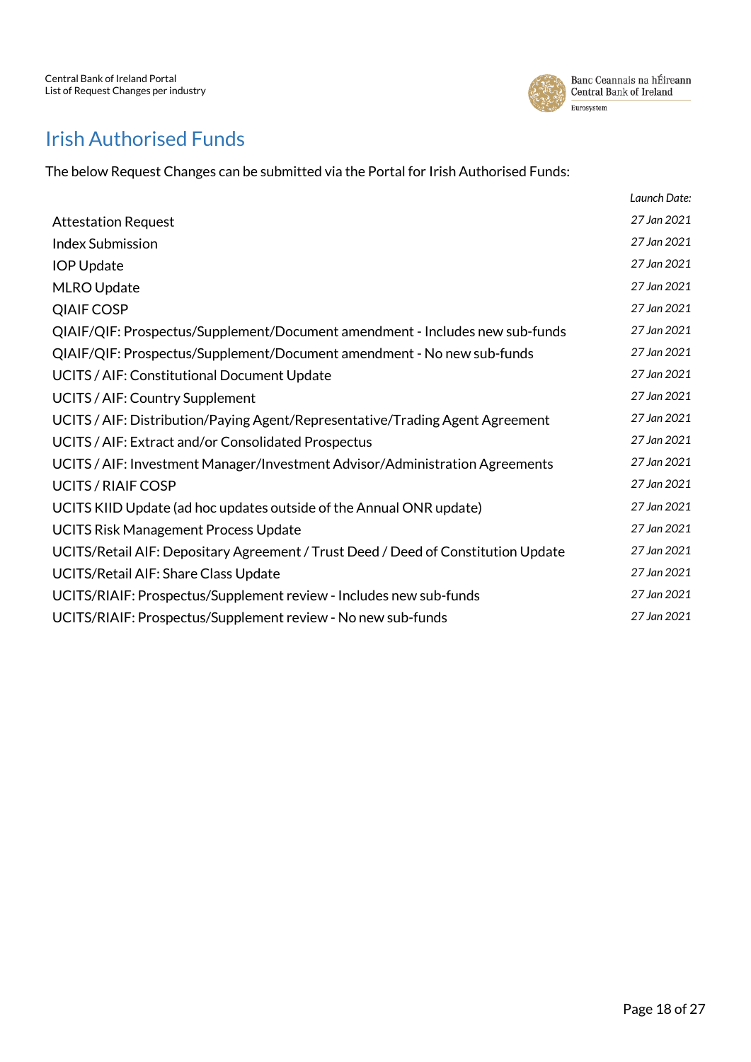## Irish Authorised Funds

The below Request Changes can be submitted via the Portal for Irish Authorised Funds:

| | *Launch Date:* |
|---|---|
| Attestation Request | *27 Jan 2021* |
| Index Submission | *27 Jan 2021* |
| IOP Update | *27 Jan 2021* |
| MLRO Update | *27 Jan 2021* |
| QIAIF COSP | *27 Jan 2021* |
| QIAIF/QIF: Prospectus/Supplement/Document amendment - Includes new sub-funds | *27 Jan 2021* |
| QIAIF/QIF: Prospectus/Supplement/Document amendment - No new sub-funds | *27 Jan 2021* |
| UCITS / AIF: Constitutional Document Update | *27 Jan 2021* |
| UCITS / AIF: Country Supplement | *27 Jan 2021* |
| UCITS / AIF: Distribution/Paying Agent/Representative/Trading Agent Agreement | *27 Jan 2021* |
| UCITS / AIF: Extract and/or Consolidated Prospectus | *27 Jan 2021* |
| UCITS / AIF: Investment Manager/Investment Advisor/Administration Agreements | *27 Jan 2021* |
| UCITS / RIAIF COSP | *27 Jan 2021* |
| UCITS KIID Update (ad hoc updates outside of the Annual ONR update) | *27 Jan 2021* |
| UCITS Risk Management Process Update | *27 Jan 2021* |
| UCITS/Retail AIF: Depositary Agreement / Trust Deed / Deed of Constitution Update | *27 Jan 2021* |
| UCITS/Retail AIF: Share Class Update | *27 Jan 2021* |
| UCITS/RIAIF: Prospectus/Supplement review - Includes new sub-funds | *27 Jan 2021* |
| UCITS/RIAIF: Prospectus/Supplement review - No new sub-funds | *27 Jan 2021* |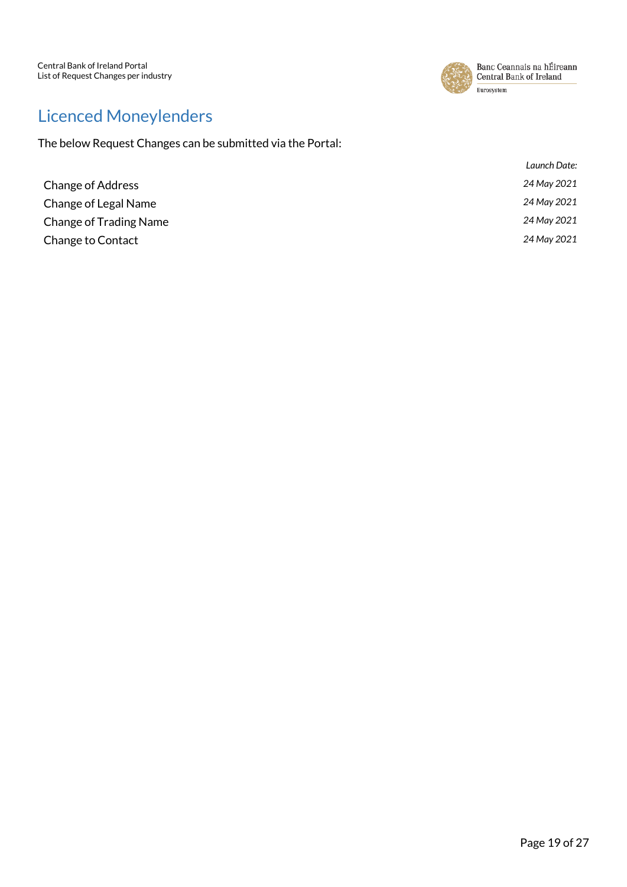# Licenced Moneylenders

The below Request Changes can be submitted via the Portal:

| | *Launch Date:* |
|---|---|
| Change of Address | *24 May 2021* |
| Change of Legal Name | *24 May 2021* |
| Change of Trading Name | *24 May 2021* |
| Change to Contact | *24 May 2021* |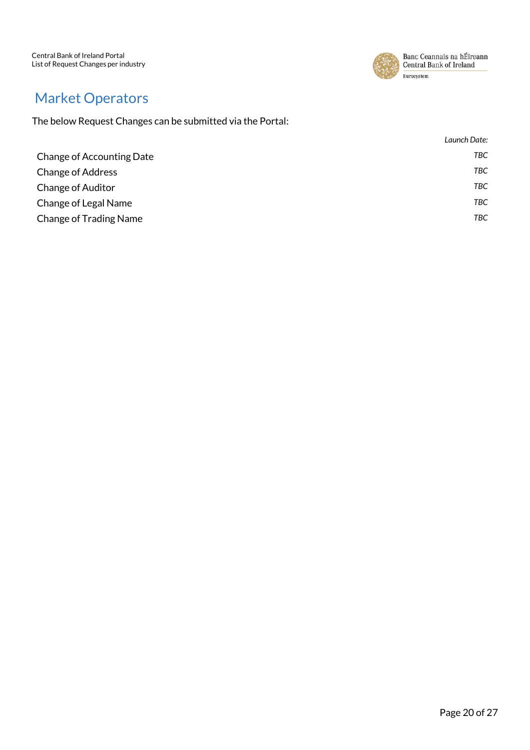# Market Operators

The below Request Changes can be submitted via the Portal:

| | *Launch Date:* |
|---|---|
| Change of Accounting Date | *TBC* |
| Change of Address | *TBC* |
| Change of Auditor | *TBC* |
| Change of Legal Name | *TBC* |
| Change of Trading Name | *TBC* |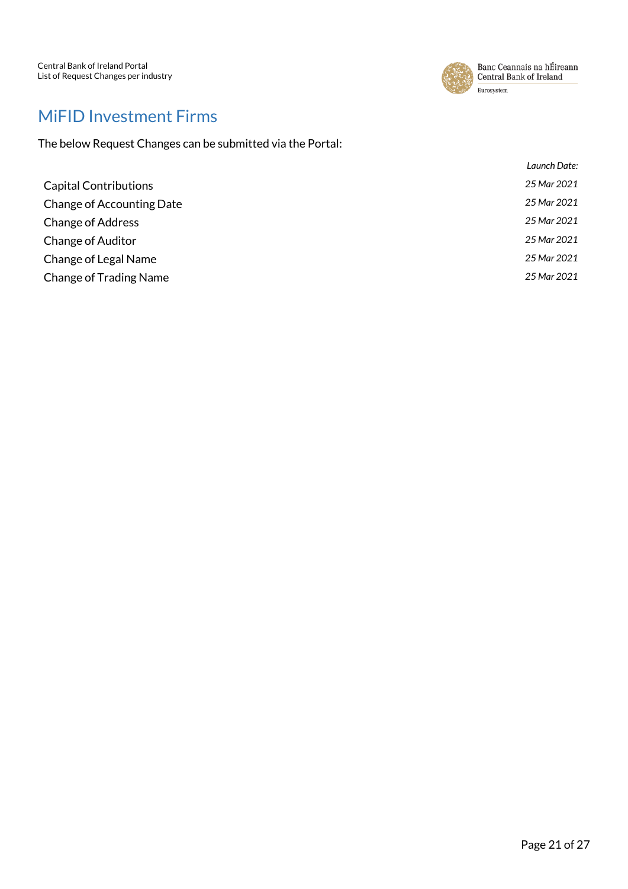# MiFID Investment Firms

The below Request Changes can be submitted via the Portal:

| | *Launch Date:* |
|---|---|
| Capital Contributions | *25 Mar 2021* |
| Change of Accounting Date | *25 Mar 2021* |
| Change of Address | *25 Mar 2021* |
| Change of Auditor | *25 Mar 2021* |
| Change of Legal Name | *25 Mar 2021* |
| Change of Trading Name | *25 Mar 2021* |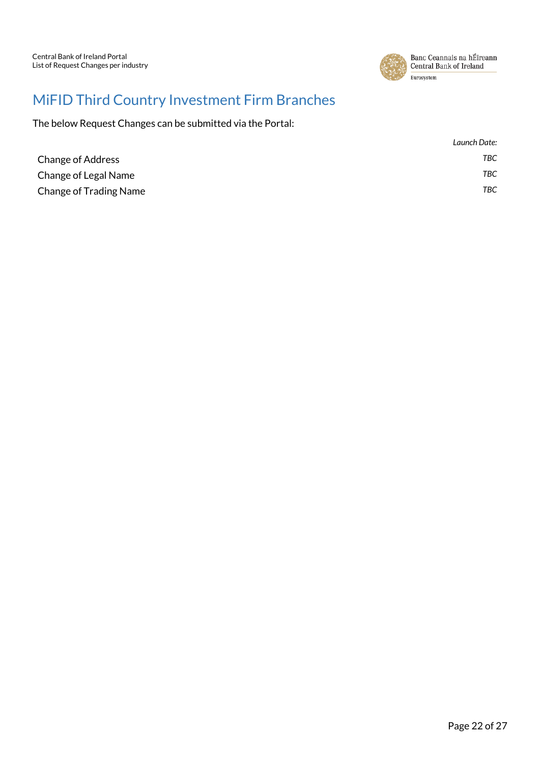# MiFID Third Country Investment Firm Branches

The below Request Changes can be submitted via the Portal:

| | *Launch Date:* |
|---|---|
| Change of Address | *TBC* |
| Change of Legal Name | *TBC* |
| Change of Trading Name | *TBC* |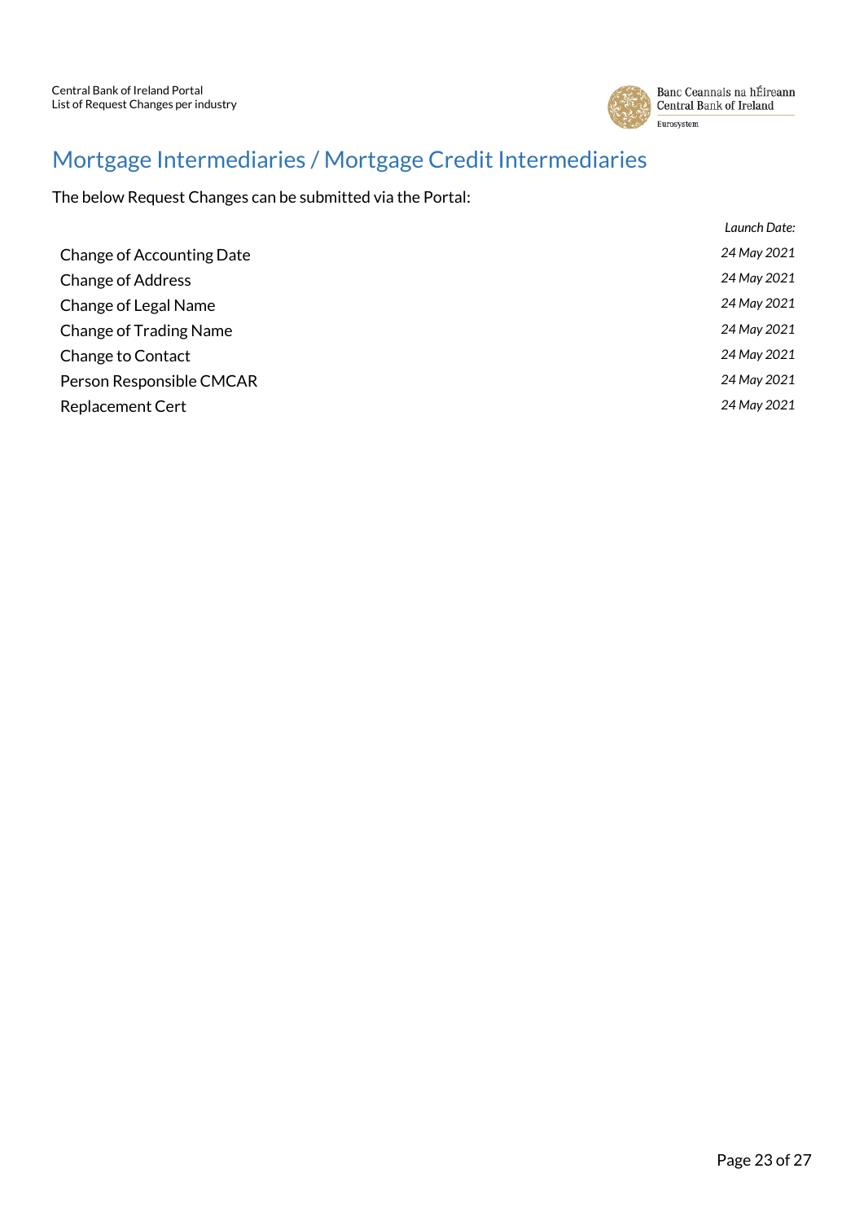# Mortgage Intermediaries / Mortgage Credit Intermediaries

The below Request Changes can be submitted via the Portal:

| | *Launch Date:* |
|---|---|
| Change of Accounting Date | *24 May 2021* |
| Change of Address | *24 May 2021* |
| Change of Legal Name | *24 May 2021* |
| Change of Trading Name | *24 May 2021* |
| Change to Contact | *24 May 2021* |
| Person Responsible CMCAR | *24 May 2021* |
| Replacement Cert | *24 May 2021* |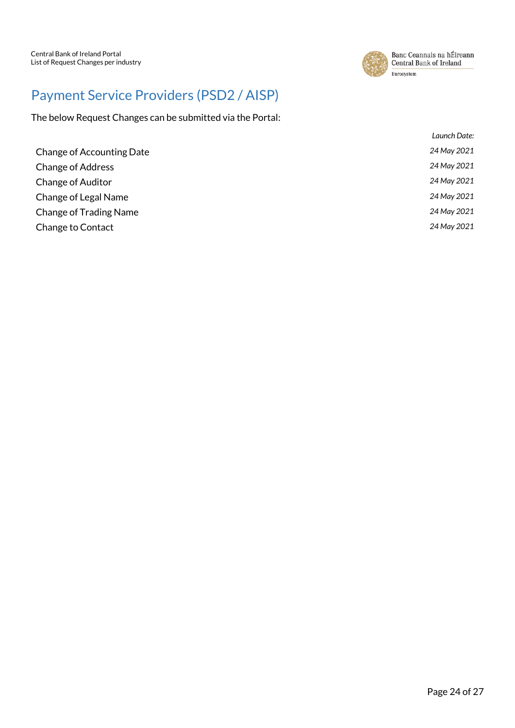# Payment Service Providers (PSD2 / AISP)

The below Request Changes can be submitted via the Portal:

| | *Launch Date:* |
|---|---|
| Change of Accounting Date | *24 May 2021* |
| Change of Address | *24 May 2021* |
| Change of Auditor | *24 May 2021* |
| Change of Legal Name | *24 May 2021* |
| Change of Trading Name | *24 May 2021* |
| Change to Contact | *24 May 2021* |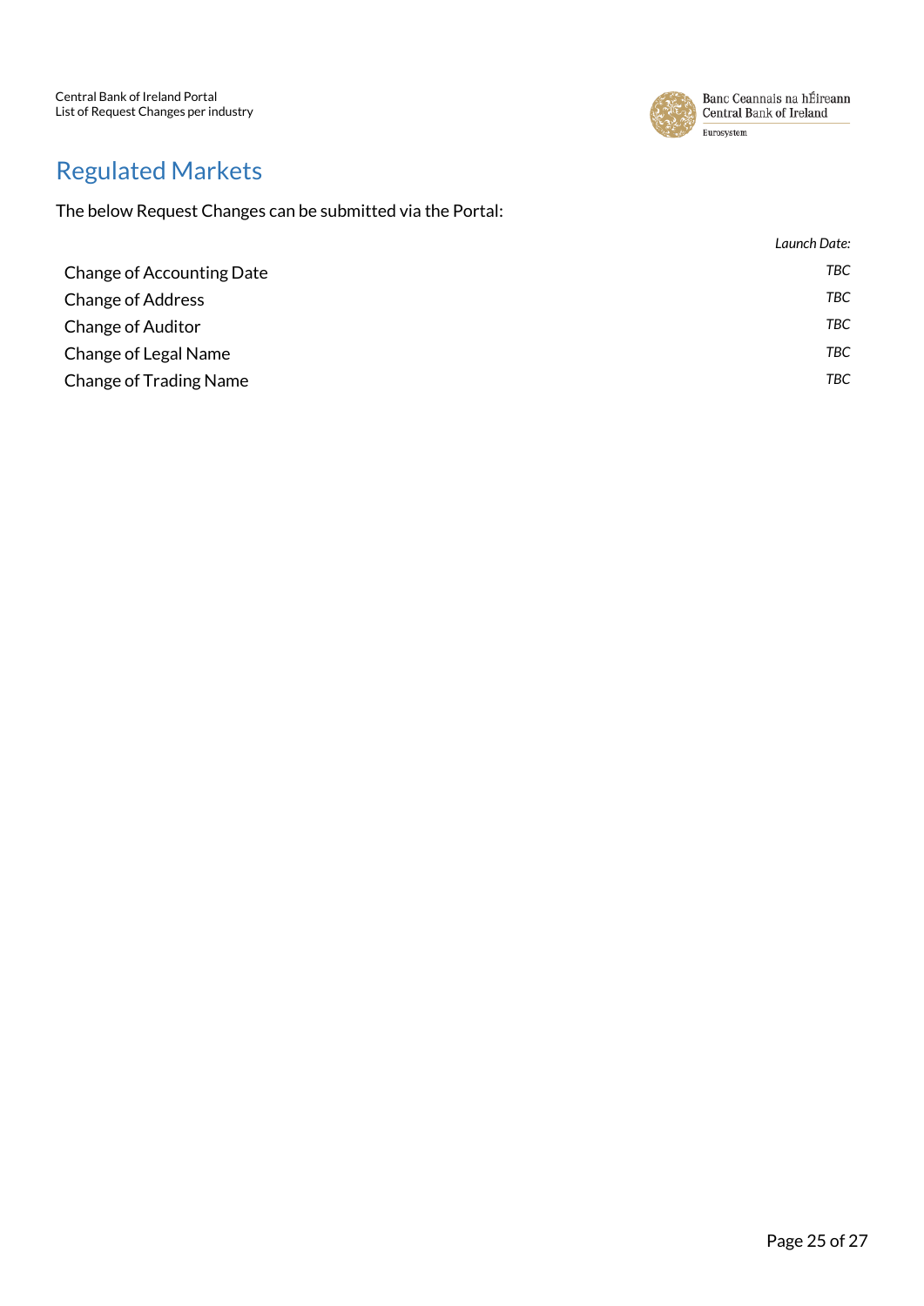# Regulated Markets

The below Request Changes can be submitted via the Portal:

| | *Launch Date:* |
|---|---|
| Change of Accounting Date | *TBC* |
| Change of Address | *TBC* |
| Change of Auditor | *TBC* |
| Change of Legal Name | *TBC* |
| Change of Trading Name | *TBC* |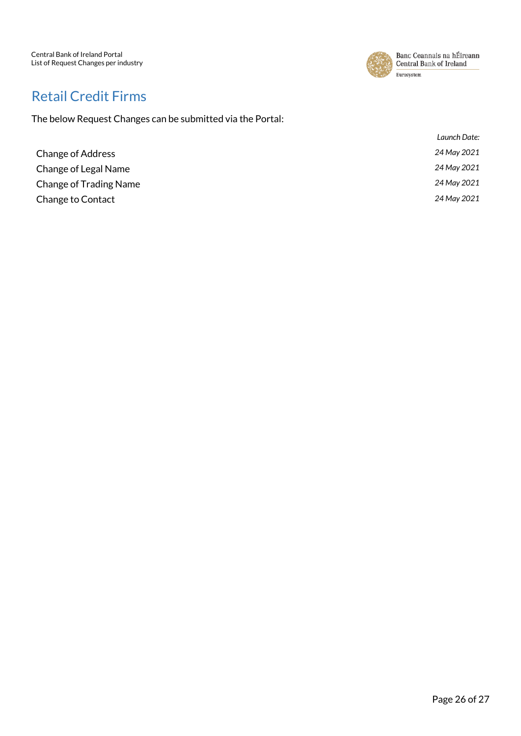## Retail Credit Firms

The below Request Changes can be submitted via the Portal:

| | *Launch Date:* |
|---|---|
| Change of Address | *24 May 2021* |
| Change of Legal Name | *24 May 2021* |
| Change of Trading Name | *24 May 2021* |
| Change to Contact | *24 May 2021* |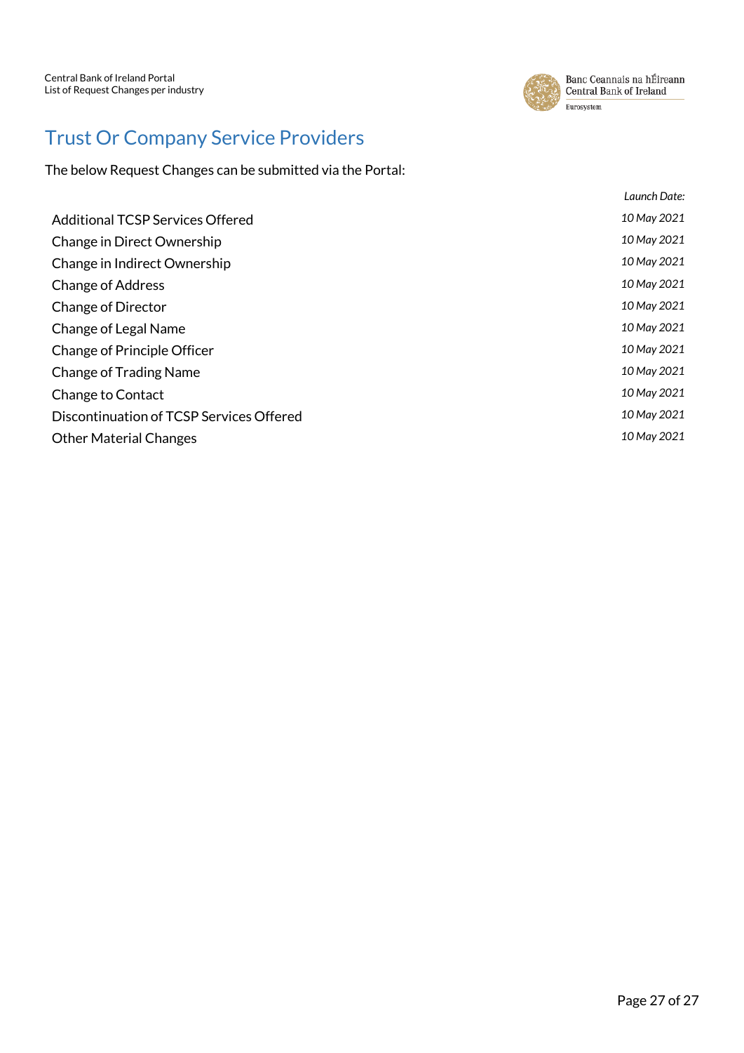# Trust Or Company Service Providers

The below Request Changes can be submitted via the Portal:

| | *Launch Date:* |
|---|---|
| Additional TCSP Services Offered | *10 May 2021* |
| Change in Direct Ownership | *10 May 2021* |
| Change in Indirect Ownership | *10 May 2021* |
| Change of Address | *10 May 2021* |
| Change of Director | *10 May 2021* |
| Change of Legal Name | *10 May 2021* |
| Change of Principle Officer | *10 May 2021* |
| Change of Trading Name | *10 May 2021* |
| Change to Contact | *10 May 2021* |
| Discontinuation of TCSP Services Offered | *10 May 2021* |
| Other Material Changes | *10 May 2021* |